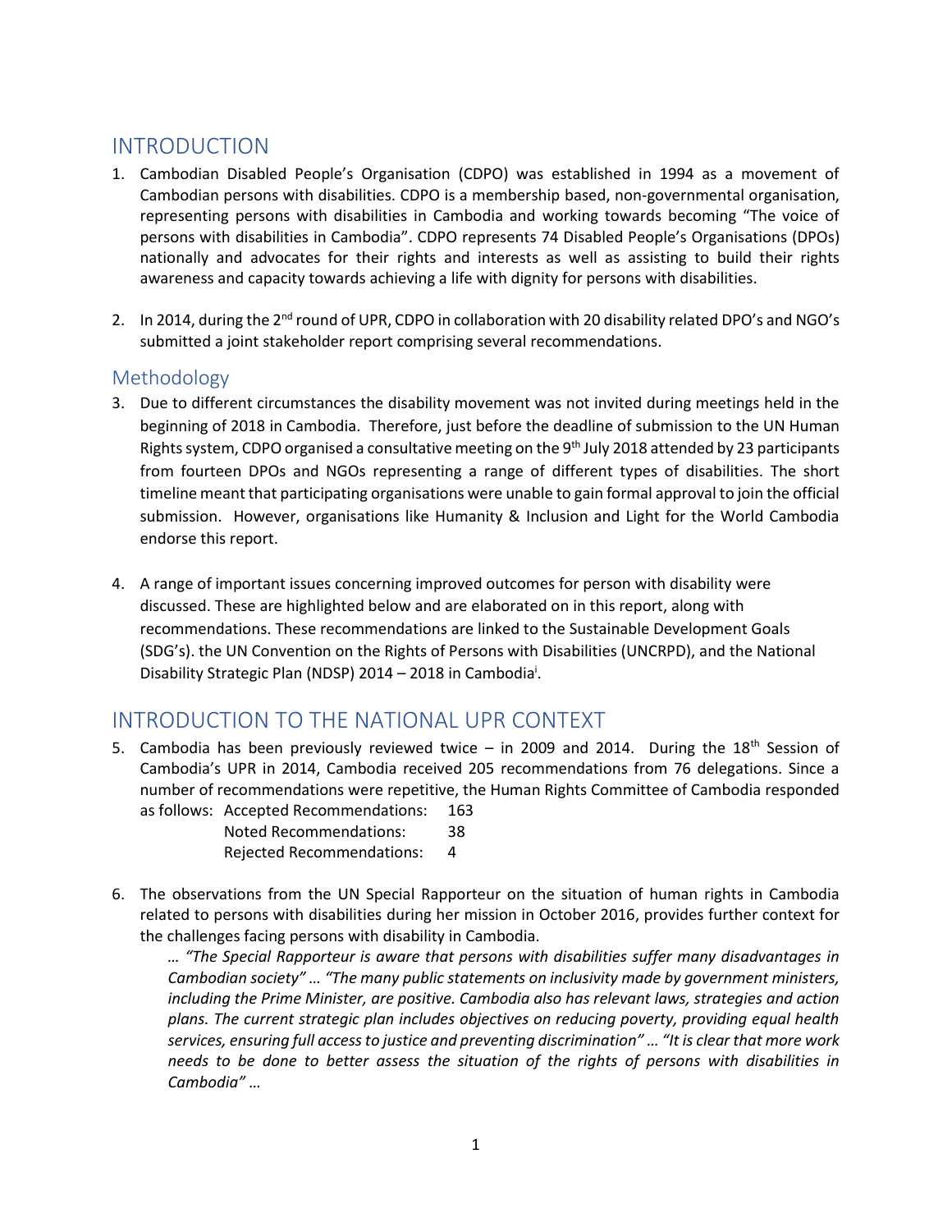## INTRODUCTION

1. Cambodian Disabled People's Organisation (CDPO) was established in 1994 as a movement of Cambodian persons with disabilities. CDPO is a membership based, non-governmental organisation, representing persons with disabilities in Cambodia and working towards becoming "The voice of persons with disabilities in Cambodia". CDPO represents 74 Disabled People's Organisations (DPOs) nationally and advocates for their rights and interests as well as assisting to build their rights awareness and capacity towards achieving a life with dignity for persons with disabilities.

2. In 2014, during the 2nd round of UPR, CDPO in collaboration with 20 disability related DPO's and NGO's submitted a joint stakeholder report comprising several recommendations.

### Methodology

3. Due to different circumstances the disability movement was not invited during meetings held in the beginning of 2018 in Cambodia. Therefore, just before the deadline of submission to the UN Human Rights system, CDPO organised a consultative meeting on the 9th July 2018 attended by 23 participants from fourteen DPOs and NGOs representing a range of different types of disabilities. The short timeline meant that participating organisations were unable to gain formal approval to join the official submission. However, organisations like Humanity & Inclusion and Light for the World Cambodia endorse this report.

4. A range of important issues concerning improved outcomes for person with disability were discussed. These are highlighted below and are elaborated on in this report, along with recommendations. These recommendations are linked to the Sustainable Development Goals (SDG's). the UN Convention on the Rights of Persons with Disabilities (UNCRPD), and the National Disability Strategic Plan (NDSP) 2014 – 2018 in Cambodia[i].

## INTRODUCTION TO THE NATIONAL UPR CONTEXT

5. Cambodia has been previously reviewed twice – in 2009 and 2014. During the 18th Session of Cambodia's UPR in 2014, Cambodia received 205 recommendations from 76 delegations. Since a number of recommendations were repetitive, the Human Rights Committee of Cambodia responded as follows:
   - Accepted Recommendations: 163
   - Noted Recommendations: 38
   - Rejected Recommendations: 4

6. The observations from the UN Special Rapporteur on the situation of human rights in Cambodia related to persons with disabilities during her mission in October 2016, provides further context for the challenges facing persons with disability in Cambodia.

   *… "The Special Rapporteur is aware that persons with disabilities suffer many disadvantages in Cambodian society" … "The many public statements on inclusivity made by government ministers, including the Prime Minister, are positive. Cambodia also has relevant laws, strategies and action plans. The current strategic plan includes objectives on reducing poverty, providing equal health services, ensuring full access to justice and preventing discrimination" … "It is clear that more work needs to be done to better assess the situation of the rights of persons with disabilities in Cambodia" …*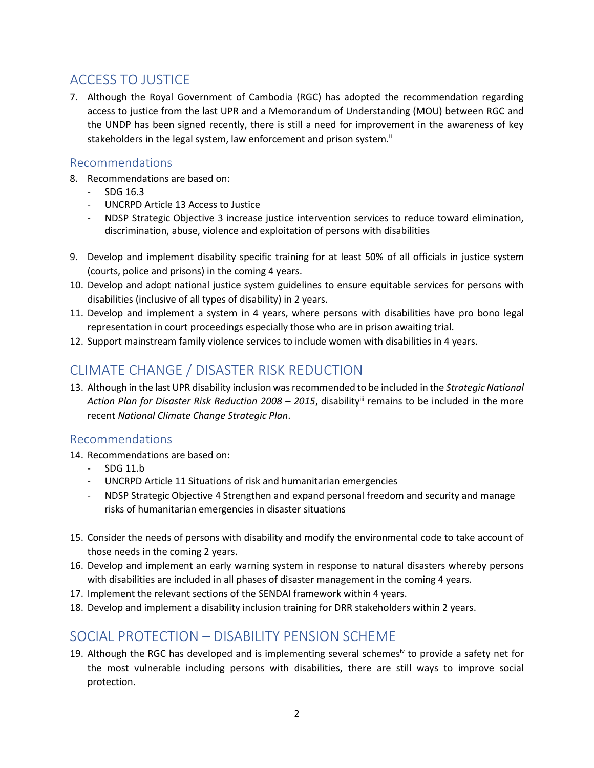## ACCESS TO JUSTICE

7. Although the Royal Government of Cambodia (RGC) has adopted the recommendation regarding access to justice from the last UPR and a Memorandum of Understanding (MOU) between RGC and the UNDP has been signed recently, there is still a need for improvement in the awareness of key stakeholders in the legal system, law enforcement and prison system.[ii]

### Recommendations

8. Recommendations are based on:
   - SDG 16.3
   - UNCRPD Article 13 Access to Justice
   - NDSP Strategic Objective 3 increase justice intervention services to reduce toward elimination, discrimination, abuse, violence and exploitation of persons with disabilities

9. Develop and implement disability specific training for at least 50% of all officials in justice system (courts, police and prisons) in the coming 4 years.
10. Develop and adopt national justice system guidelines to ensure equitable services for persons with disabilities (inclusive of all types of disability) in 2 years.
11. Develop and implement a system in 4 years, where persons with disabilities have pro bono legal representation in court proceedings especially those who are in prison awaiting trial.
12. Support mainstream family violence services to include women with disabilities in 4 years.

## CLIMATE CHANGE / DISASTER RISK REDUCTION

13. Although in the last UPR disability inclusion was recommended to be included in the *Strategic National Action Plan for Disaster Risk Reduction 2008 – 2015*, disability[iii] remains to be included in the more recent *National Climate Change Strategic Plan*.

### Recommendations

14. Recommendations are based on:
    - SDG 11.b
    - UNCRPD Article 11 Situations of risk and humanitarian emergencies
    - NDSP Strategic Objective 4 Strengthen and expand personal freedom and security and manage risks of humanitarian emergencies in disaster situations

15. Consider the needs of persons with disability and modify the environmental code to take account of those needs in the coming 2 years.
16. Develop and implement an early warning system in response to natural disasters whereby persons with disabilities are included in all phases of disaster management in the coming 4 years.
17. Implement the relevant sections of the SENDAI framework within 4 years.
18. Develop and implement a disability inclusion training for DRR stakeholders within 2 years.

## SOCIAL PROTECTION – DISABILITY PENSION SCHEME

19. Although the RGC has developed and is implementing several schemes[iv] to provide a safety net for the most vulnerable including persons with disabilities, there are still ways to improve social protection.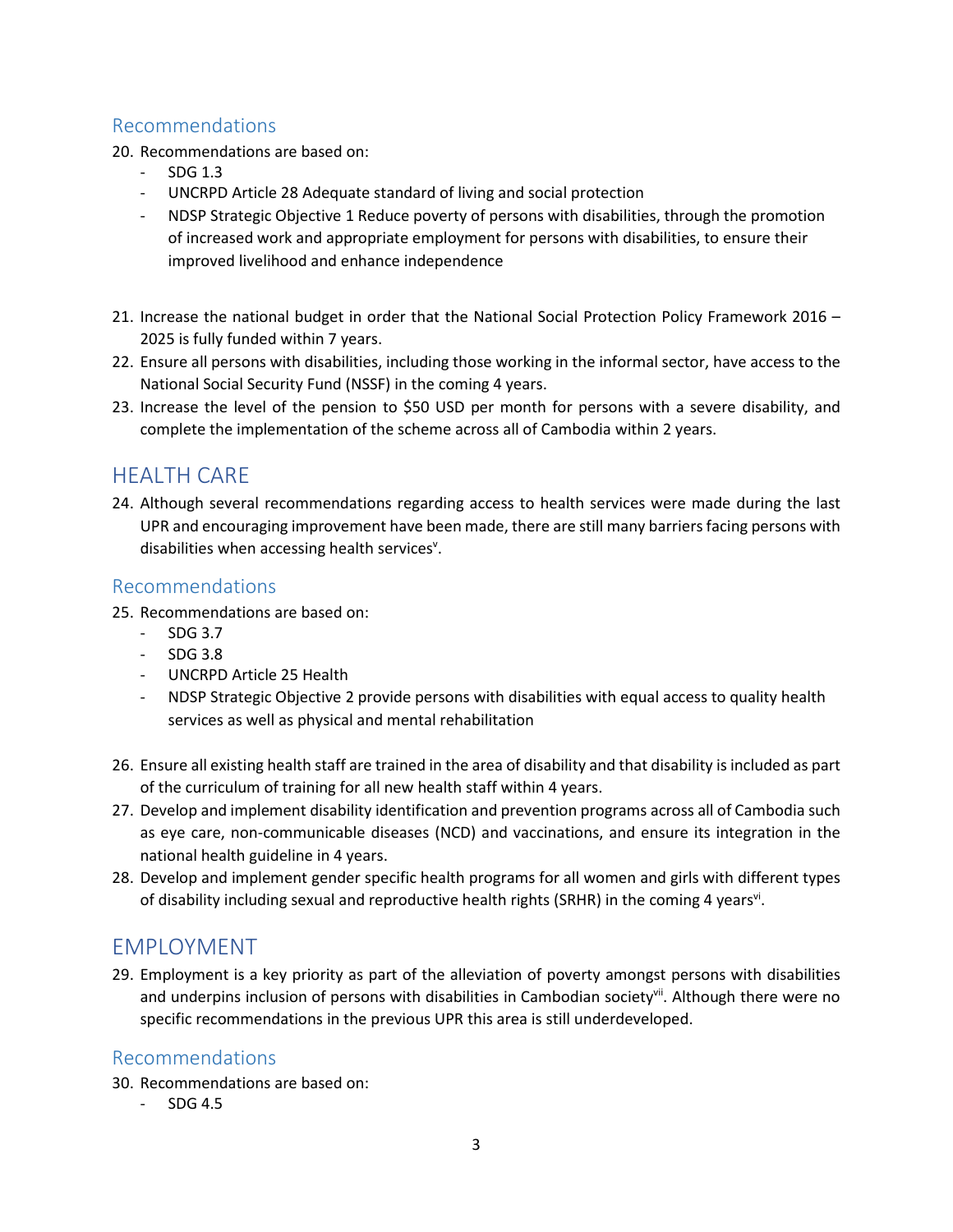### Recommendations

20. Recommendations are based on:
    - SDG 1.3
    - UNCRPD Article 28 Adequate standard of living and social protection
    - NDSP Strategic Objective 1 Reduce poverty of persons with disabilities, through the promotion of increased work and appropriate employment for persons with disabilities, to ensure their improved livelihood and enhance independence

21. Increase the national budget in order that the National Social Protection Policy Framework 2016 – 2025 is fully funded within 7 years.
22. Ensure all persons with disabilities, including those working in the informal sector, have access to the National Social Security Fund (NSSF) in the coming 4 years.
23. Increase the level of the pension to $50 USD per month for persons with a severe disability, and complete the implementation of the scheme across all of Cambodia within 2 years.

## HEALTH CARE

24. Although several recommendations regarding access to health services were made during the last UPR and encouraging improvement have been made, there are still many barriers facing persons with disabilities when accessing health services[v].

### Recommendations

25. Recommendations are based on:
    - SDG 3.7
    - SDG 3.8
    - UNCRPD Article 25 Health
    - NDSP Strategic Objective 2 provide persons with disabilities with equal access to quality health services as well as physical and mental rehabilitation

26. Ensure all existing health staff are trained in the area of disability and that disability is included as part of the curriculum of training for all new health staff within 4 years.
27. Develop and implement disability identification and prevention programs across all of Cambodia such as eye care, non-communicable diseases (NCD) and vaccinations, and ensure its integration in the national health guideline in 4 years.
28. Develop and implement gender specific health programs for all women and girls with different types of disability including sexual and reproductive health rights (SRHR) in the coming 4 years[vi].

## EMPLOYMENT

29. Employment is a key priority as part of the alleviation of poverty amongst persons with disabilities and underpins inclusion of persons with disabilities in Cambodian society[vii]. Although there were no specific recommendations in the previous UPR this area is still underdeveloped.

### Recommendations

30. Recommendations are based on:
    - SDG 4.5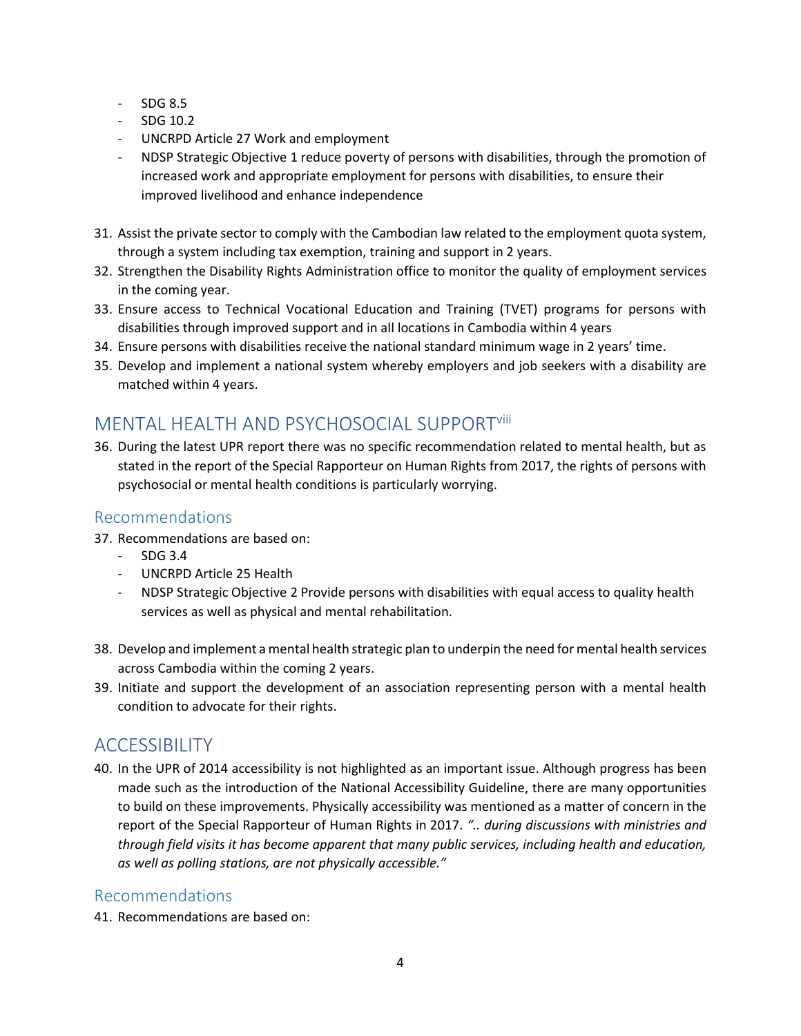- SDG 8.5
- SDG 10.2
- UNCRPD Article 27 Work and employment
- NDSP Strategic Objective 1 reduce poverty of persons with disabilities, through the promotion of increased work and appropriate employment for persons with disabilities, to ensure their improved livelihood and enhance independence

31. Assist the private sector to comply with the Cambodian law related to the employment quota system, through a system including tax exemption, training and support in 2 years.
32. Strengthen the Disability Rights Administration office to monitor the quality of employment services in the coming year.
33. Ensure access to Technical Vocational Education and Training (TVET) programs for persons with disabilities through improved support and in all locations in Cambodia within 4 years
34. Ensure persons with disabilities receive the national standard minimum wage in 2 years' time.
35. Develop and implement a national system whereby employers and job seekers with a disability are matched within 4 years.

## MENTAL HEALTH AND PSYCHOSOCIAL SUPPORT[viii]

36. During the latest UPR report there was no specific recommendation related to mental health, but as stated in the report of the Special Rapporteur on Human Rights from 2017, the rights of persons with psychosocial or mental health conditions is particularly worrying.

### Recommendations

37. Recommendations are based on:
    - SDG 3.4
    - UNCRPD Article 25 Health
    - NDSP Strategic Objective 2 Provide persons with disabilities with equal access to quality health services as well as physical and mental rehabilitation.

38. Develop and implement a mental health strategic plan to underpin the need for mental health services across Cambodia within the coming 2 years.
39. Initiate and support the development of an association representing person with a mental health condition to advocate for their rights.

## ACCESSIBILITY

40. In the UPR of 2014 accessibility is not highlighted as an important issue. Although progress has been made such as the introduction of the National Accessibility Guideline, there are many opportunities to build on these improvements. Physically accessibility was mentioned as a matter of concern in the report of the Special Rapporteur of Human Rights in 2017. *".. during discussions with ministries and through field visits it has become apparent that many public services, including health and education, as well as polling stations, are not physically accessible."*

### Recommendations

41. Recommendations are based on: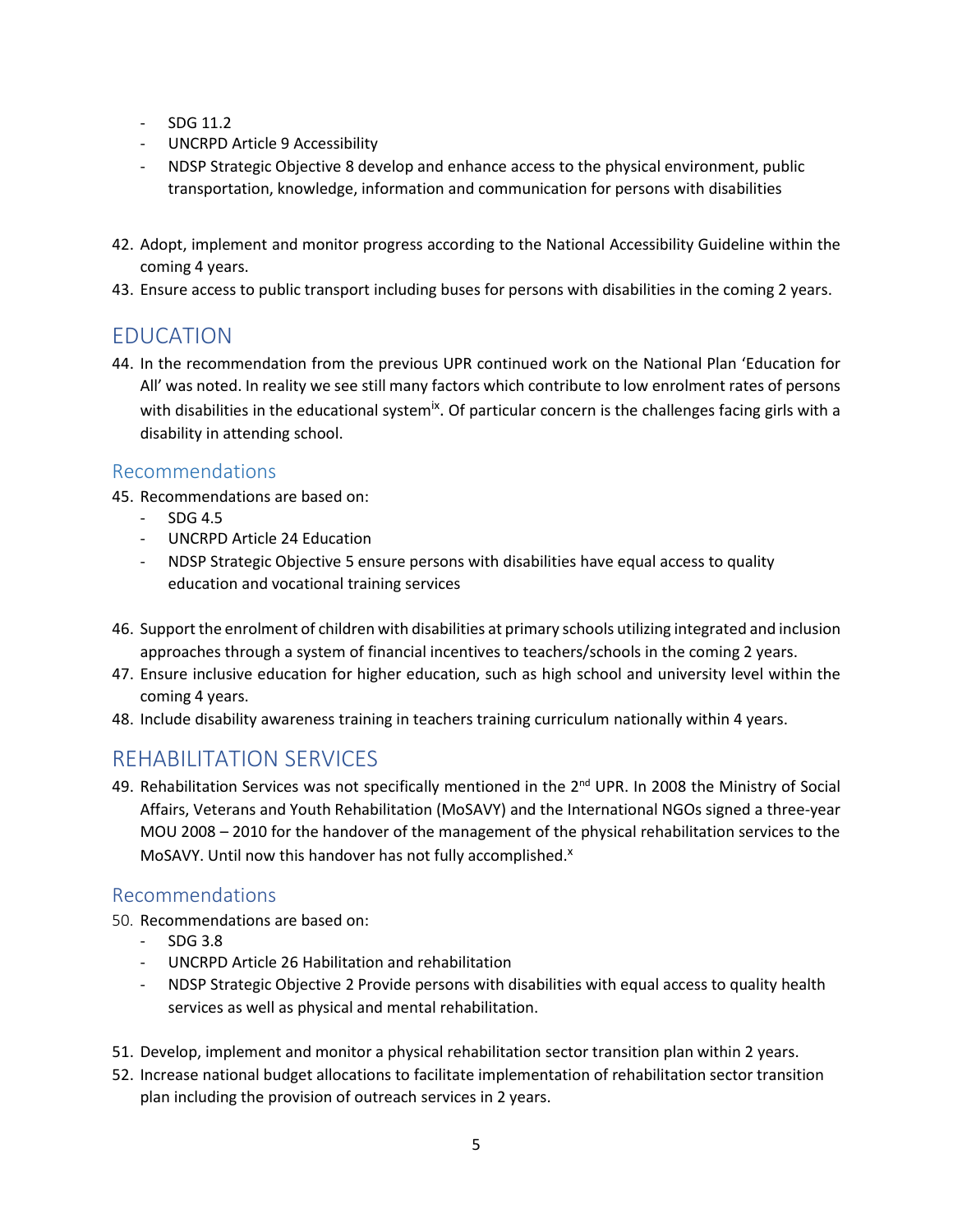- SDG 11.2
- UNCRPD Article 9 Accessibility
- NDSP Strategic Objective 8 develop and enhance access to the physical environment, public transportation, knowledge, information and communication for persons with disabilities

42. Adopt, implement and monitor progress according to the National Accessibility Guideline within the coming 4 years.
43. Ensure access to public transport including buses for persons with disabilities in the coming 2 years.

# EDUCATION

44. In the recommendation from the previous UPR continued work on the National Plan 'Education for All' was noted. In reality we see still many factors which contribute to low enrolment rates of persons with disabilities in the educational system[ix]. Of particular concern is the challenges facing girls with a disability in attending school.

## Recommendations

45. Recommendations are based on:
    - SDG 4.5
    - UNCRPD Article 24 Education
    - NDSP Strategic Objective 5 ensure persons with disabilities have equal access to quality education and vocational training services

46. Support the enrolment of children with disabilities at primary schools utilizing integrated and inclusion approaches through a system of financial incentives to teachers/schools in the coming 2 years.
47. Ensure inclusive education for higher education, such as high school and university level within the coming 4 years.
48. Include disability awareness training in teachers training curriculum nationally within 4 years.

# REHABILITATION SERVICES

49. Rehabilitation Services was not specifically mentioned in the 2nd UPR. In 2008 the Ministry of Social Affairs, Veterans and Youth Rehabilitation (MoSAVY) and the International NGOs signed a three-year MOU 2008 – 2010 for the handover of the management of the physical rehabilitation services to the MoSAVY. Until now this handover has not fully accomplished.[x]

## Recommendations

50. Recommendations are based on:
    - SDG 3.8
    - UNCRPD Article 26 Habilitation and rehabilitation
    - NDSP Strategic Objective 2 Provide persons with disabilities with equal access to quality health services as well as physical and mental rehabilitation.

51. Develop, implement and monitor a physical rehabilitation sector transition plan within 2 years.
52. Increase national budget allocations to facilitate implementation of rehabilitation sector transition plan including the provision of outreach services in 2 years.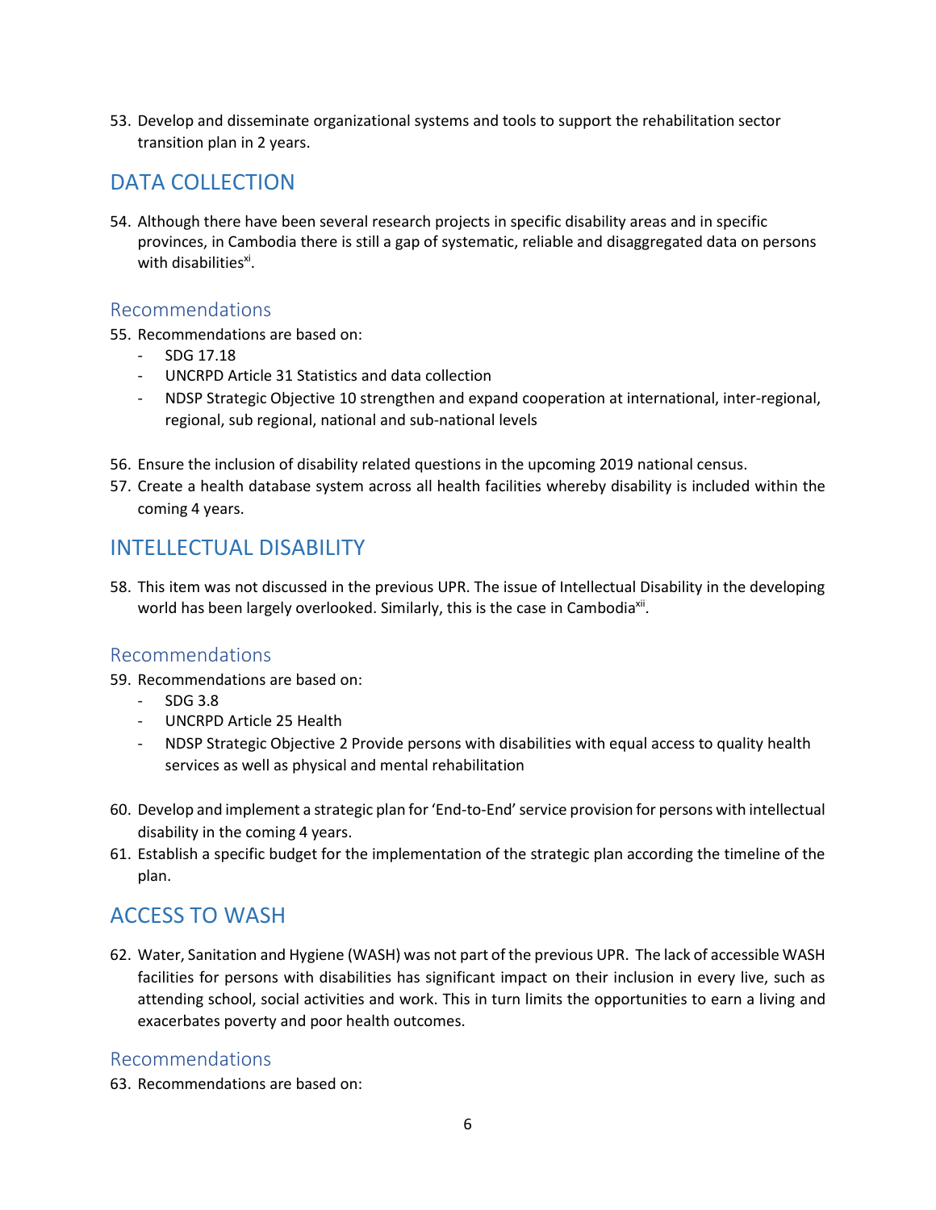53. Develop and disseminate organizational systems and tools to support the rehabilitation sector transition plan in 2 years.

## DATA COLLECTION

54. Although there have been several research projects in specific disability areas and in specific provinces, in Cambodia there is still a gap of systematic, reliable and disaggregated data on persons with disabilities[xi].

### Recommendations

55. Recommendations are based on:
    - SDG 17.18
    - UNCRPD Article 31 Statistics and data collection
    - NDSP Strategic Objective 10 strengthen and expand cooperation at international, inter-regional, regional, sub regional, national and sub-national levels

56. Ensure the inclusion of disability related questions in the upcoming 2019 national census.
57. Create a health database system across all health facilities whereby disability is included within the coming 4 years.

## INTELLECTUAL DISABILITY

58. This item was not discussed in the previous UPR. The issue of Intellectual Disability in the developing world has been largely overlooked. Similarly, this is the case in Cambodia[xii].

### Recommendations

59. Recommendations are based on:
    - SDG 3.8
    - UNCRPD Article 25 Health
    - NDSP Strategic Objective 2 Provide persons with disabilities with equal access to quality health services as well as physical and mental rehabilitation

60. Develop and implement a strategic plan for 'End-to-End' service provision for persons with intellectual disability in the coming 4 years.
61. Establish a specific budget for the implementation of the strategic plan according the timeline of the plan.

## ACCESS TO WASH

62. Water, Sanitation and Hygiene (WASH) was not part of the previous UPR. The lack of accessible WASH facilities for persons with disabilities has significant impact on their inclusion in every live, such as attending school, social activities and work. This in turn limits the opportunities to earn a living and exacerbates poverty and poor health outcomes.

### Recommendations

63. Recommendations are based on: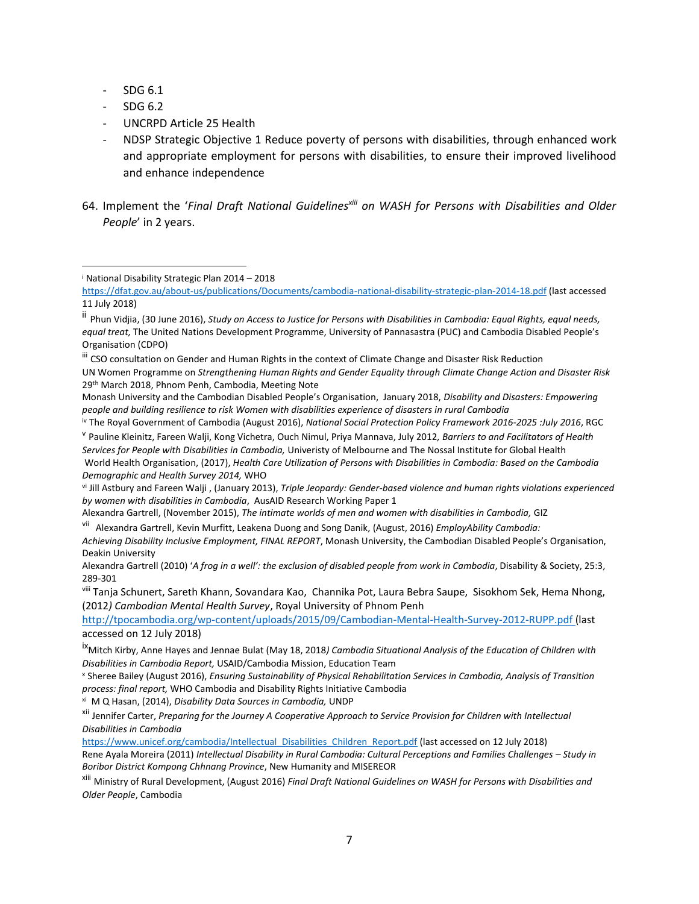- SDG 6.1
- SDG 6.2
- UNCRPD Article 25 Health
- NDSP Strategic Objective 1 Reduce poverty of persons with disabilities, through enhanced work and appropriate employment for persons with disabilities, to ensure their improved livelihood and enhance independence

64. Implement the '*Final Draft National Guidelines*[xiii] *on WASH for Persons with Disabilities and Older People*' in 2 years.

---

[i] National Disability Strategic Plan 2014 – 2018
https://dfat.gov.au/about-us/publications/Documents/cambodia-national-disability-strategic-plan-2014-18.pdf (last accessed 11 July 2018)

[ii] Phun Vidjia, (30 June 2016), *Study on Access to Justice for Persons with Disabilities in Cambodia: Equal Rights, equal needs, equal treat,* The United Nations Development Programme, University of Pannasastra (PUC) and Cambodia Disabled People's Organisation (CDPO)

[iii] CSO consultation on Gender and Human Rights in the context of Climate Change and Disaster Risk Reduction
UN Women Programme on *Strengthening Human Rights and Gender Equality through Climate Change Action and Disaster Risk* 29th March 2018, Phnom Penh, Cambodia, Meeting Note
Monash University and the Cambodian Disabled People's Organisation, January 2018, *Disability and Disasters: Empowering people and building resilience to risk Women with disabilities experience of disasters in rural Cambodia*

[iv] The Royal Government of Cambodia (August 2016), *National Social Protection Policy Framework 2016-2025 :July 2016*, RGC

[v] Pauline Kleinitz, Fareen Walji, Kong Vichetra, Ouch Nimul, Priya Mannava, July 2012*, Barriers to and Facilitators of Health Services for People with Disabilities in Cambodia,* Univeristy of Melbourne and The Nossal Institute for Global Health
World Health Organisation, (2017), *Health Care Utilization of Persons with Disabilities in Cambodia: Based on the Cambodia Demographic and Health Survey 2014,* WHO

[vi] Jill Astbury and Fareen Walji , (January 2013), *Triple Jeopardy: Gender-based violence and human rights violations experienced by women with disabilities in Cambodia*, AusAID Research Working Paper 1
Alexandra Gartrell, (November 2015), *The intimate worlds of men and women with disabilities in Cambodia,* GIZ

[vii] Alexandra Gartrell, Kevin Murfitt, Leakena Duong and Song Danik, (August, 2016) *EmployAbility Cambodia: Achieving Disability Inclusive Employment, FINAL REPORT*, Monash University, the Cambodian Disabled People's Organisation, Deakin University
Alexandra Gartrell (2010) '*A frog in a well': the exclusion of disabled people from work in Cambodia*, Disability & Society, 25:3, 289-301

[viii] Tanja Schunert, Sareth Khann, Sovandara Kao, Channika Pot, Laura Bebra Saupe, Sisokhom Sek, Hema Nhong, (2012*) Cambodian Mental Health Survey*, Royal University of Phnom Penh
http://tpocambodia.org/wp-content/uploads/2015/09/Cambodian-Mental-Health-Survey-2012-RUPP.pdf (last accessed on 12 July 2018)

[ix] Mitch Kirby, Anne Hayes and Jennae Bulat (May 18, 2018*) Cambodia Situational Analysis of the Education of Children with Disabilities in Cambodia Report,* USAID/Cambodia Mission, Education Team

[x] Sheree Bailey (August 2016), *Ensuring Sustainability of Physical Rehabilitation Services in Cambodia, Analysis of Transition process: final report,* WHO Cambodia and Disability Rights Initiative Cambodia

[xi] M Q Hasan, (2014), *Disability Data Sources in Cambodia,* UNDP

[xii] Jennifer Carter, *Preparing for the Journey A Cooperative Approach to Service Provision for Children with Intellectual Disabilities in Cambodia*
https://www.unicef.org/cambodia/Intellectual_Disabilities_Children_Report.pdf (last accessed on 12 July 2018)
Rene Ayala Moreira (2011) *Intellectual Disability in Rural Cambodia: Cultural Perceptions and Families Challenges – Study in Boribor District Kompong Chhnang Province*, New Humanity and MISEREOR

[xiii] Ministry of Rural Development, (August 2016) *Final Draft National Guidelines on WASH for Persons with Disabilities and Older People*, Cambodia